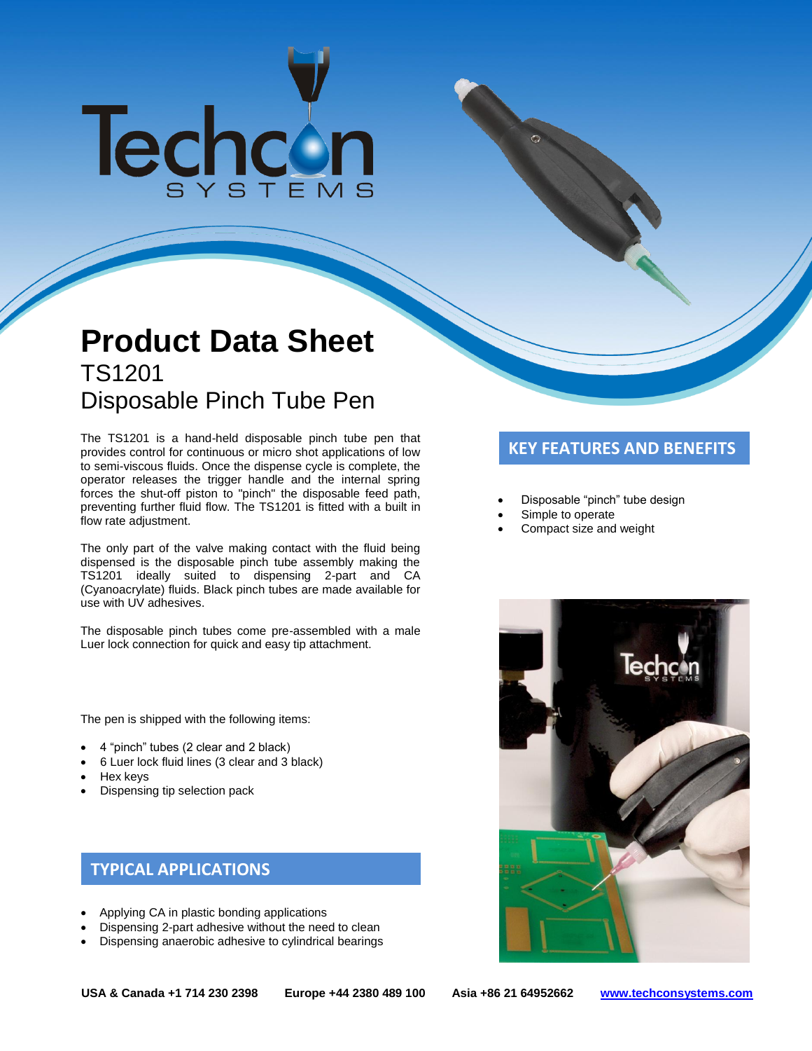# Product Data Sheet

## TS1201
## Disposable Pinch Tube Pen

The TS1201 is a hand-held disposable pinch tube pen that provides control for continuous or micro shot applications of low to semi-viscous fluids. Once the dispense cycle is complete, the operator releases the trigger handle and the internal spring forces the shut-off piston to "pinch" the disposable feed path, preventing further fluid flow. The TS1201 is fitted with a built in flow rate adjustment.

The only part of the valve making contact with the fluid being dispensed is the disposable pinch tube assembly making the TS1201 ideally suited to dispensing 2-part and CA (Cyanoacrylate) fluids. Black pinch tubes are made available for use with UV adhesives.

The disposable pinch tubes come pre-assembled with a male Luer lock connection for quick and easy tip attachment.

The pen is shipped with the following items:

- 4 “pinch” tubes (2 clear and 2 black)
- 6 Luer lock fluid lines (3 clear and 3 black)
- Hex keys
- Dispensing tip selection pack

## KEY FEATURES AND BENEFITS

- Disposable “pinch” tube design
- Simple to operate
- Compact size and weight

## TYPICAL APPLICATIONS

- Applying CA in plastic bonding applications
- Dispensing 2-part adhesive without the need to clean
- Dispensing anaerobic adhesive to cylindrical bearings

**USA & Canada +1 714 230 2398** **Europe +44 2380 489 100** **Asia +86 21 64952662** **www.techconsystems.com**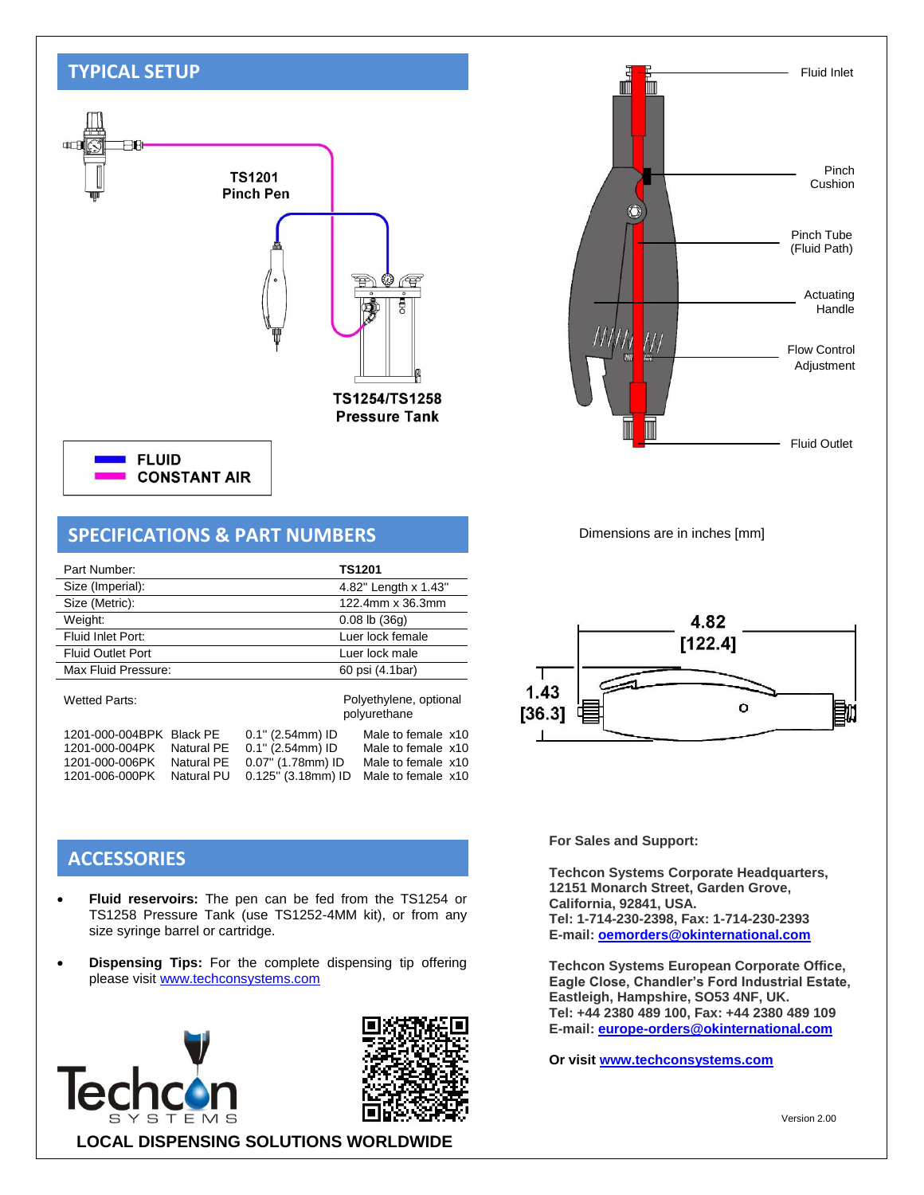## TYPICAL SETUP

TS1201
Pinch Pen

TS1254/TS1258
Pressure Tank

FLUID
CONSTANT AIR

Fluid Inlet

Pinch Cushion

Pinch Tube (Fluid Path)

Actuating Handle

Flow Control Adjustment

Fluid Outlet

## SPECIFICATIONS & PART NUMBERS

| | |
|---|---|
| Part Number: | **TS1201** |
| Size (Imperial): | 4.82" Length x 1.43" |
| Size (Metric): | 122.4mm x 36.3mm |
| Weight: | 0.08 lb (36g) |
| Fluid Inlet Port: | Luer lock female |
| Fluid Outlet Port | Luer lock male |
| Max Fluid Pressure: | 60 psi (4.1bar) |

Wetted Parts: Polyethylene, optional polyurethane

| | | | |
|---|---|---|---|
| 1201-000-004BPK | Black PE | 0.1" (2.54mm) ID | Male to female x10 |
| 1201-000-004PK | Natural PE | 0.1" (2.54mm) ID | Male to female x10 |
| 1201-000-006PK | Natural PE | 0.07" (1.78mm) ID | Male to female x10 |
| 1201-006-000PK | Natural PU | 0.125" (3.18mm) ID | Male to female x10 |

Dimensions are in inches [mm]

4.82
[122.4]

1.43
[36.3]

## ACCESSORIES

- **Fluid reservoirs:** The pen can be fed from the TS1254 or TS1258 Pressure Tank (use TS1252-4MM kit), or from any size syringe barrel or cartridge.
- **Dispensing Tips:** For the complete dispensing tip offering please visit www.techconsystems.com

Techcon SYSTEMS

LOCAL DISPENSING SOLUTIONS WORLDWIDE

**For Sales and Support:**

**Techcon Systems Corporate Headquarters,**
**12151 Monarch Street, Garden Grove,**
**California, 92841, USA.**
**Tel: 1-714-230-2398, Fax: 1-714-230-2393**
**E-mail: oemorders@okinternational.com**

**Techcon Systems European Corporate Office,**
**Eagle Close, Chandler's Ford Industrial Estate,**
**Eastleigh, Hampshire, SO53 4NF, UK.**
**Tel: +44 2380 489 100, Fax: +44 2380 489 109**
**E-mail: europe-orders@okinternational.com**

**Or visit www.techconsystems.com**

Version 2.00